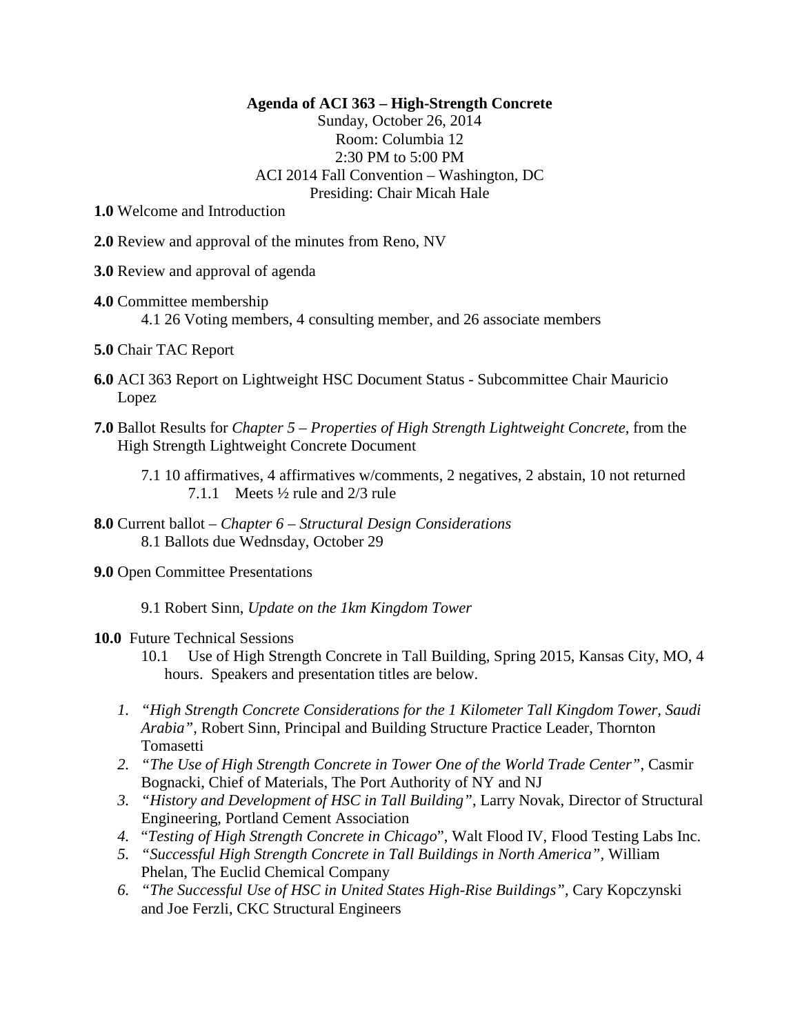**Agenda of ACI 363 – High-Strength Concrete**

Sunday, October 26, 2014
Room: Columbia 12
2:30 PM to 5:00 PM
ACI 2014 Fall Convention – Washington, DC
Presiding: Chair Micah Hale

**1.0** Welcome and Introduction

**2.0** Review and approval of the minutes from Reno, NV

**3.0** Review and approval of agenda

**4.0** Committee membership

4.1 26 Voting members, 4 consulting member, and 26 associate members

**5.0** Chair TAC Report

**6.0** ACI 363 Report on Lightweight HSC Document Status - Subcommittee Chair Mauricio Lopez

**7.0** Ballot Results for *Chapter 5 – Properties of High Strength Lightweight Concrete*, from the High Strength Lightweight Concrete Document

7.1 10 affirmatives, 4 affirmatives w/comments, 2 negatives, 2 abstain, 10 not returned

7.1.1 Meets ½ rule and 2/3 rule

**8.0** Current ballot – *Chapter 6 – Structural Design Considerations*

8.1 Ballots due Wednsday, October 29

**9.0** Open Committee Presentations

9.1 Robert Sinn, *Update on the 1km Kingdom Tower*

**10.0** Future Technical Sessions

10.1 Use of High Strength Concrete in Tall Building, Spring 2015, Kansas City, MO, 4 hours. Speakers and presentation titles are below.

1. *"High Strength Concrete Considerations for the 1 Kilometer Tall Kingdom Tower, Saudi Arabia"*, Robert Sinn, Principal and Building Structure Practice Leader, Thornton Tomasetti
2. *"The Use of High Strength Concrete in Tower One of the World Trade Center"*, Casmir Bognacki, Chief of Materials, The Port Authority of NY and NJ
3. *"History and Development of HSC in Tall Building"*, Larry Novak, Director of Structural Engineering, Portland Cement Association
4. "*Testing of High Strength Concrete in Chicago*", Walt Flood IV, Flood Testing Labs Inc.
5. *"Successful High Strength Concrete in Tall Buildings in North America"*, William Phelan, The Euclid Chemical Company
6. *"The Successful Use of HSC in United States High-Rise Buildings"*, Cary Kopczynski and Joe Ferzli, CKC Structural Engineers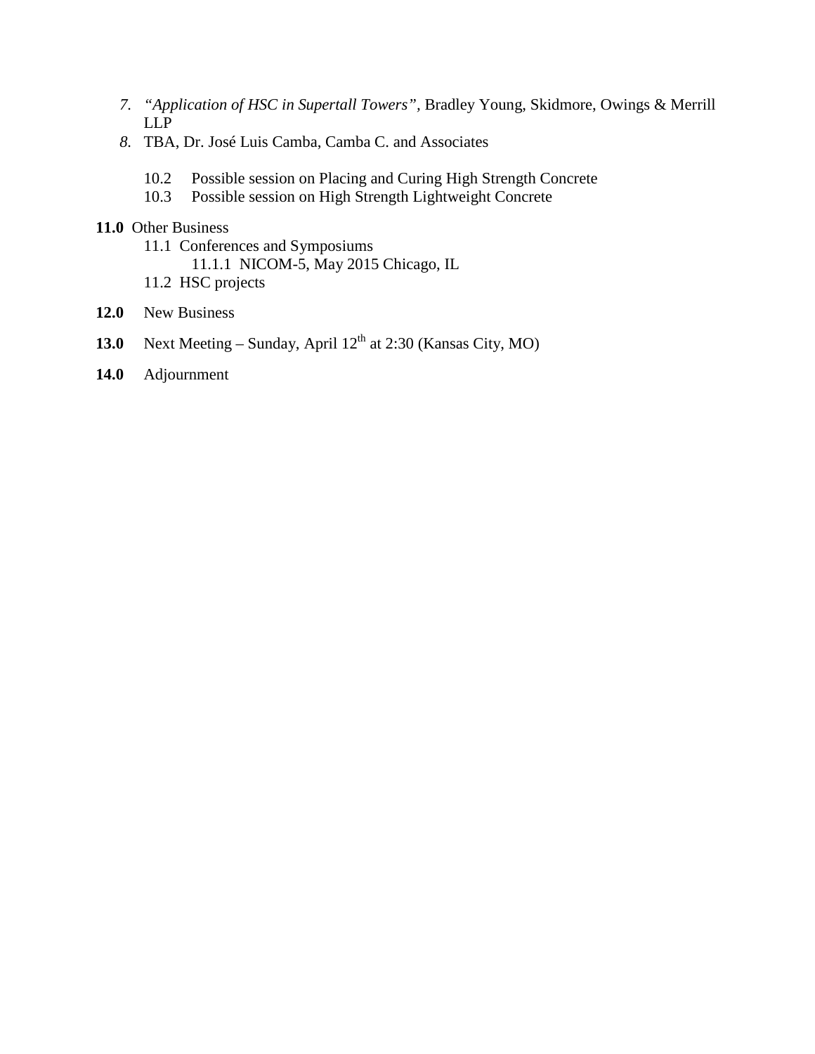7. *"Application of HSC in Supertall Towers"*, Bradley Young, Skidmore, Owings & Merrill LLP
8. TBA, Dr. José Luis Camba, Camba C. and Associates

   10.2 Possible session on Placing and Curing High Strength Concrete
   10.3 Possible session on High Strength Lightweight Concrete

**11.0** Other Business

   11.1 Conferences and Symposiums

      11.1.1 NICOM-5, May 2015 Chicago, IL

   11.2 HSC projects

**12.0** New Business

**13.0** Next Meeting – Sunday, April 12th at 2:30 (Kansas City, MO)

**14.0** Adjournment